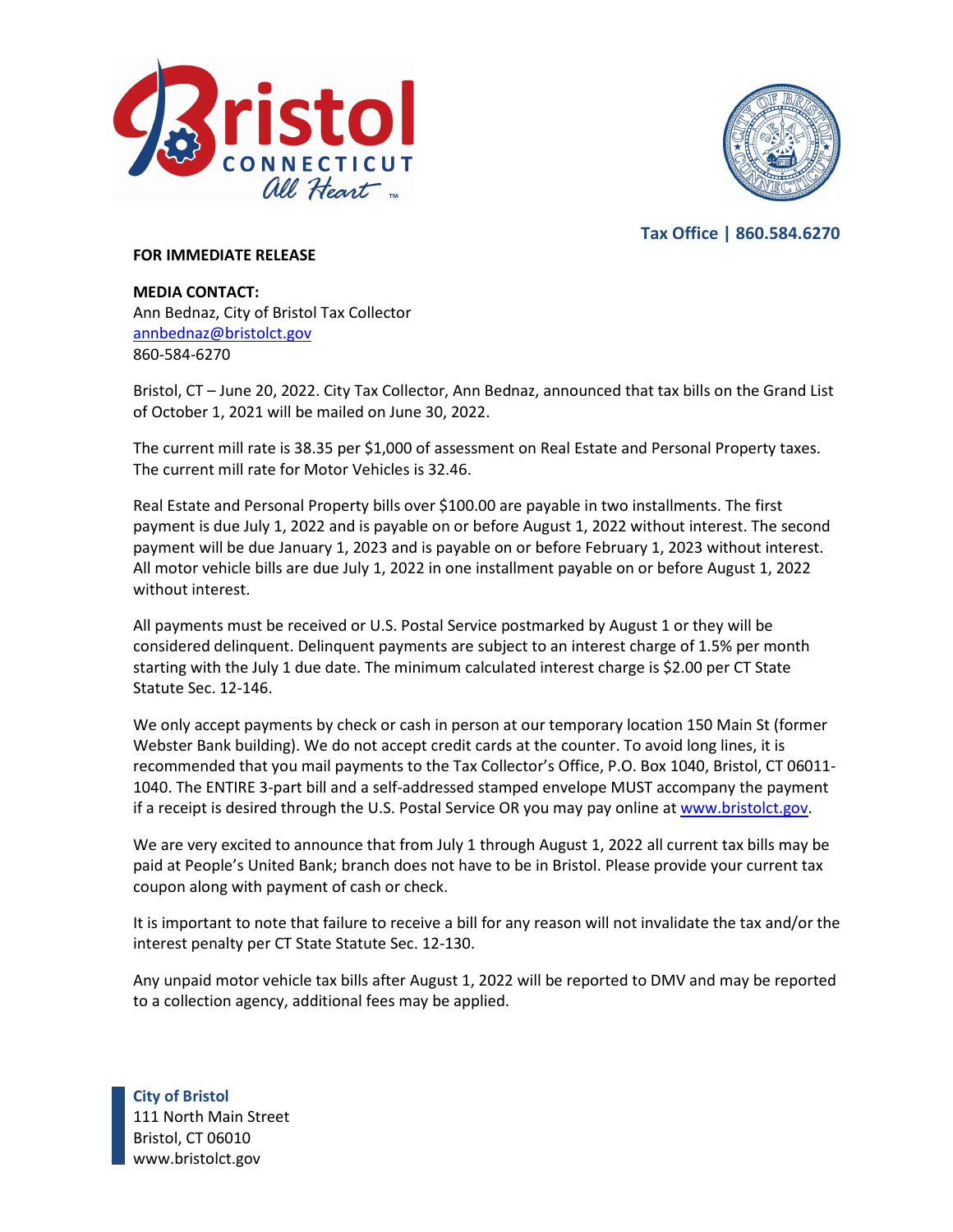Tax Office | 860.584.6270

**FOR IMMEDIATE RELEASE**

**MEDIA CONTACT:**
Ann Bednaz, City of Bristol Tax Collector
annbednaz@bristolct.gov
860-584-6270

Bristol, CT – June 20, 2022. City Tax Collector, Ann Bednaz, announced that tax bills on the Grand List of October 1, 2021 will be mailed on June 30, 2022.

The current mill rate is 38.35 per $1,000 of assessment on Real Estate and Personal Property taxes. The current mill rate for Motor Vehicles is 32.46.

Real Estate and Personal Property bills over $100.00 are payable in two installments. The first payment is due July 1, 2022 and is payable on or before August 1, 2022 without interest. The second payment will be due January 1, 2023 and is payable on or before February 1, 2023 without interest. All motor vehicle bills are due July 1, 2022 in one installment payable on or before August 1, 2022 without interest.

All payments must be received or U.S. Postal Service postmarked by August 1 or they will be considered delinquent. Delinquent payments are subject to an interest charge of 1.5% per month starting with the July 1 due date. The minimum calculated interest charge is $2.00 per CT State Statute Sec. 12-146.

We only accept payments by check or cash in person at our temporary location 150 Main St (former Webster Bank building). We do not accept credit cards at the counter. To avoid long lines, it is recommended that you mail payments to the Tax Collector's Office, P.O. Box 1040, Bristol, CT 06011-1040. The ENTIRE 3-part bill and a self-addressed stamped envelope MUST accompany the payment if a receipt is desired through the U.S. Postal Service OR you may pay online at www.bristolct.gov.

We are very excited to announce that from July 1 through August 1, 2022 all current tax bills may be paid at People's United Bank; branch does not have to be in Bristol. Please provide your current tax coupon along with payment of cash or check.

It is important to note that failure to receive a bill for any reason will not invalidate the tax and/or the interest penalty per CT State Statute Sec. 12-130.

Any unpaid motor vehicle tax bills after August 1, 2022 will be reported to DMV and may be reported to a collection agency, additional fees may be applied.

**City of Bristol**
111 North Main Street
Bristol, CT 06010
www.bristolct.gov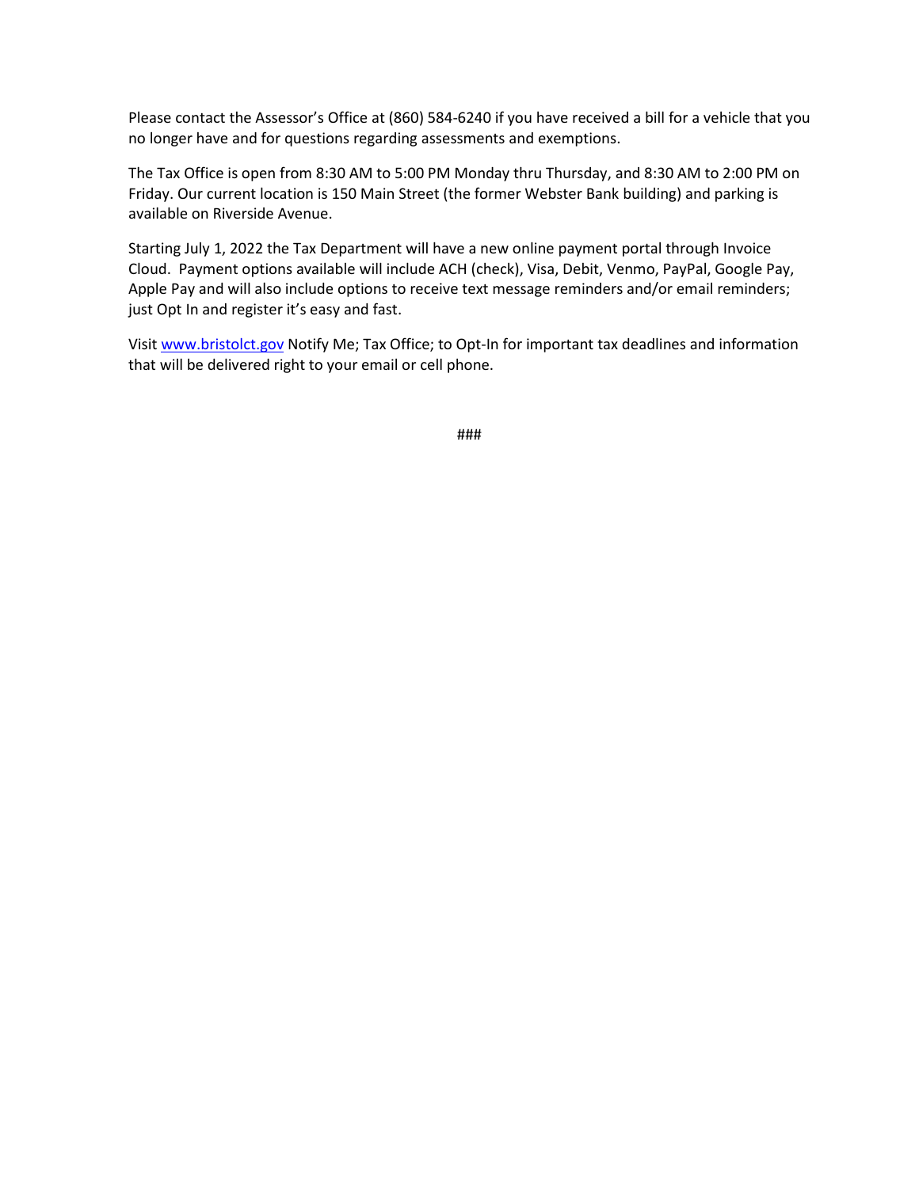Please contact the Assessor's Office at (860) 584-6240 if you have received a bill for a vehicle that you no longer have and for questions regarding assessments and exemptions.

The Tax Office is open from 8:30 AM to 5:00 PM Monday thru Thursday, and 8:30 AM to 2:00 PM on Friday. Our current location is 150 Main Street (the former Webster Bank building) and parking is available on Riverside Avenue.

Starting July 1, 2022 the Tax Department will have a new online payment portal through Invoice Cloud. Payment options available will include ACH (check), Visa, Debit, Venmo, PayPal, Google Pay, Apple Pay and will also include options to receive text message reminders and/or email reminders; just Opt In and register it's easy and fast.

Visit [www.bristolct.gov](http://www.bristolct.gov) Notify Me; Tax Office; to Opt-In for important tax deadlines and information that will be delivered right to your email or cell phone.

###